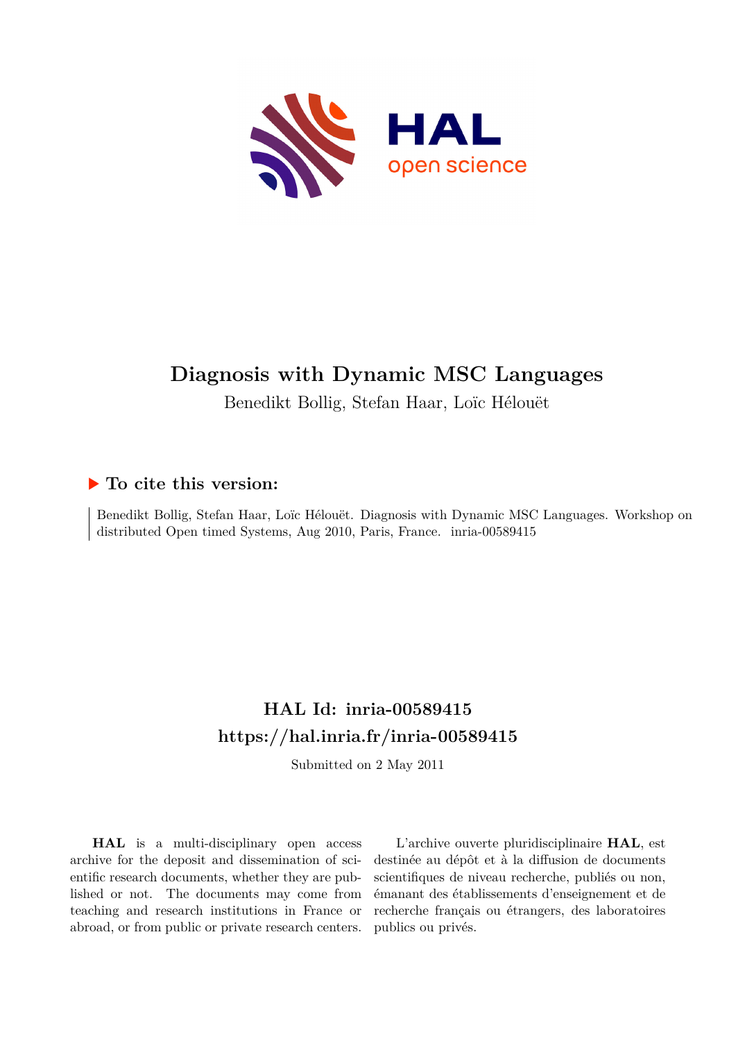# Diagnosis with Dynamic MSC Languages

Benedikt Bollig, Stefan Haar, Loïc Hélouët

## ▶ To cite this version:

Benedikt Bollig, Stefan Haar, Loïc Hélouët. Diagnosis with Dynamic MSC Languages. Workshop on distributed Open timed Systems, Aug 2010, Paris, France. inria-00589415

## HAL Id: inria-00589415

## https://hal.inria.fr/inria-00589415

Submitted on 2 May 2011

**HAL** is a multi-disciplinary open access archive for the deposit and dissemination of scientific research documents, whether they are published or not. The documents may come from teaching and research institutions in France or abroad, or from public or private research centers.

L'archive ouverte pluridisciplinaire **HAL**, est destinée au dépôt et à la diffusion de documents scientifiques de niveau recherche, publiés ou non, émanant des établissements d'enseignement et de recherche français ou étrangers, des laboratoires publics ou privés.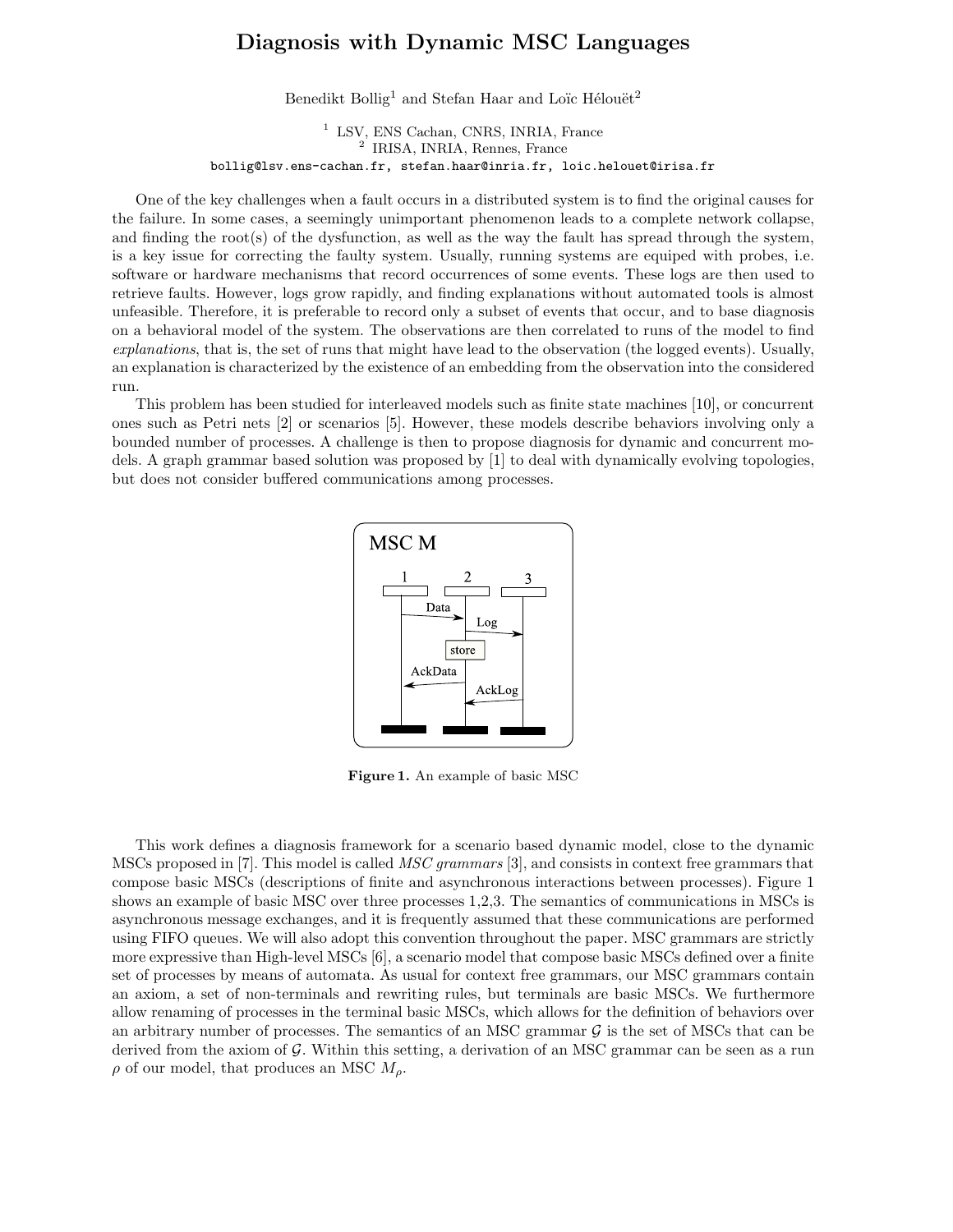# Diagnosis with Dynamic MSC Languages

Benedikt Bollig[1] and Stefan Haar and Loïc Hélouët[2]

[1] LSV, ENS Cachan, CNRS, INRIA, France
[2] IRISA, INRIA, Rennes, France
bollig@lsv.ens-cachan.fr, stefan.haar@inria.fr, loic.helouet@irisa.fr

One of the key challenges when a fault occurs in a distributed system is to find the original causes for the failure. In some cases, a seemingly unimportant phenomenon leads to a complete network collapse, and finding the root(s) of the dysfunction, as well as the way the fault has spread through the system, is a key issue for correcting the faulty system. Usually, running systems are equiped with probes, i.e. software or hardware mechanisms that record occurrences of some events. These logs are then used to retrieve faults. However, logs grow rapidly, and finding explanations without automated tools is almost unfeasible. Therefore, it is preferable to record only a subset of events that occur, and to base diagnosis on a behavioral model of the system. The observations are then correlated to runs of the model to find *explanations*, that is, the set of runs that might have lead to the observation (the logged events). Usually, an explanation is characterized by the existence of an embedding from the observation into the considered run.

This problem has been studied for interleaved models such as finite state machines [10], or concurrent ones such as Petri nets [2] or scenarios [5]. However, these models describe behaviors involving only a bounded number of processes. A challenge is then to propose diagnosis for dynamic and concurrent models. A graph grammar based solution was proposed by [1] to deal with dynamically evolving topologies, but does not consider buffered communications among processes.

**Figure 1.** An example of basic MSC

This work defines a diagnosis framework for a scenario based dynamic model, close to the dynamic MSCs proposed in [7]. This model is called *MSC grammars* [3], and consists in context free grammars that compose basic MSCs (descriptions of finite and asynchronous interactions between processes). Figure 1 shows an example of basic MSC over three processes 1,2,3. The semantics of communications in MSCs is asynchronous message exchanges, and it is frequently assumed that these communications are performed using FIFO queues. We will also adopt this convention throughout the paper. MSC grammars are strictly more expressive than High-level MSCs [6], a scenario model that compose basic MSCs defined over a finite set of processes by means of automata. As usual for context free grammars, our MSC grammars contain an axiom, a set of non-terminals and rewriting rules, but terminals are basic MSCs. We furthermore allow renaming of processes in the terminal basic MSCs, which allows for the definition of behaviors over an arbitrary number of processes. The semantics of an MSC grammar $\mathcal{G}$ is the set of MSCs that can be derived from the axiom of $\mathcal{G}$. Within this setting, a derivation of an MSC grammar can be seen as a run $\rho$ of our model, that produces an MSC $M_\rho$.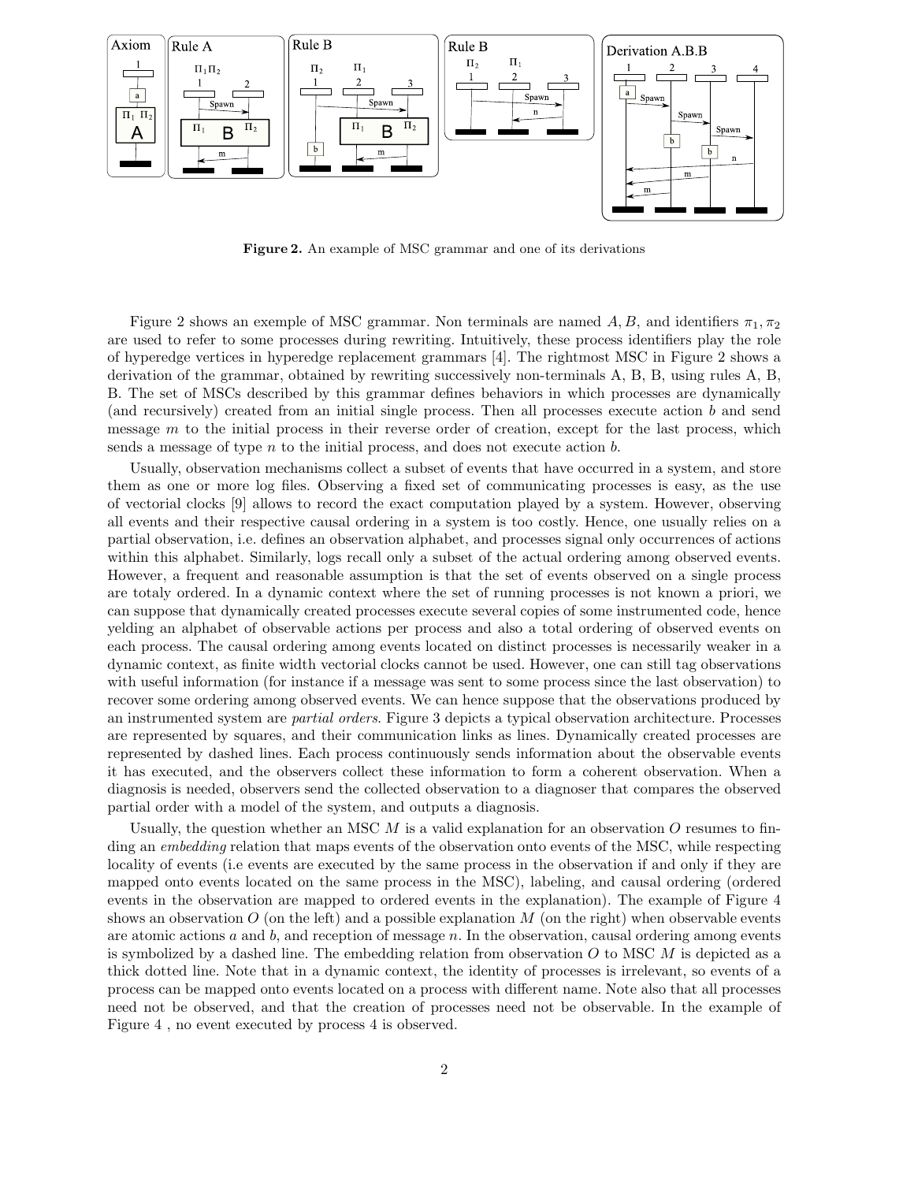**Figure 2.** An example of MSC grammar and one of its derivations

Figure 2 shows an exemple of MSC grammar. Non terminals are named $A, B$, and identifiers $\pi_1, \pi_2$ are used to refer to some processes during rewriting. Intuitively, these process identifiers play the role of hyperedge vertices in hyperedge replacement grammars [4]. The rightmost MSC in Figure 2 shows a derivation of the grammar, obtained by rewriting successively non-terminals A, B, B, using rules A, B, B. The set of MSCs described by this grammar defines behaviors in which processes are dynamically (and recursively) created from an initial single process. Then all processes execute action $b$ and send message $m$ to the initial process in their reverse order of creation, except for the last process, which sends a message of type $n$ to the initial process, and does not execute action $b$.

Usually, observation mechanisms collect a subset of events that have occurred in a system, and store them as one or more log files. Observing a fixed set of communicating processes is easy, as the use of vectorial clocks [9] allows to record the exact computation played by a system. However, observing all events and their respective causal ordering in a system is too costly. Hence, one usually relies on a partial observation, i.e. defines an observation alphabet, and processes signal only occurrences of actions within this alphabet. Similarly, logs recall only a subset of the actual ordering among observed events. However, a frequent and reasonable assumption is that the set of events observed on a single process are totaly ordered. In a dynamic context where the set of running processes is not known a priori, we can suppose that dynamically created processes execute several copies of some instrumented code, hence yelding an alphabet of observable actions per process and also a total ordering of observed events on each process. The causal ordering among events located on distinct processes is necessarily weaker in a dynamic context, as finite width vectorial clocks cannot be used. However, one can still tag observations with useful information (for instance if a message was sent to some process since the last observation) to recover some ordering among observed events. We can hence suppose that the observations produced by an instrumented system are *partial orders*. Figure 3 depicts a typical observation architecture. Processes are represented by squares, and their communication links as lines. Dynamically created processes are represented by dashed lines. Each process continuously sends information about the observable events it has executed, and the observers collect these information to form a coherent observation. When a diagnosis is needed, observers send the collected observation to a diagnoser that compares the observed partial order with a model of the system, and outputs a diagnosis.

Usually, the question whether an MSC $M$ is a valid explanation for an observation $O$ resumes to finding an *embedding* relation that maps events of the observation onto events of the MSC, while respecting locality of events (i.e events are executed by the same process in the observation if and only if they are mapped onto events located on the same process in the MSC), labeling, and causal ordering (ordered events in the observation are mapped to ordered events in the explanation). The example of Figure 4 shows an observation $O$ (on the left) and a possible explanation $M$ (on the right) when observable events are atomic actions $a$ and $b$, and reception of message $n$. In the observation, causal ordering among events is symbolized by a dashed line. The embedding relation from observation $O$ to MSC $M$ is depicted as a thick dotted line. Note that in a dynamic context, the identity of processes is irrelevant, so events of a process can be mapped onto events located on a process with different name. Note also that all processes need not be observed, and that the creation of processes need not be observable. In the example of Figure 4 , no event executed by process 4 is observed.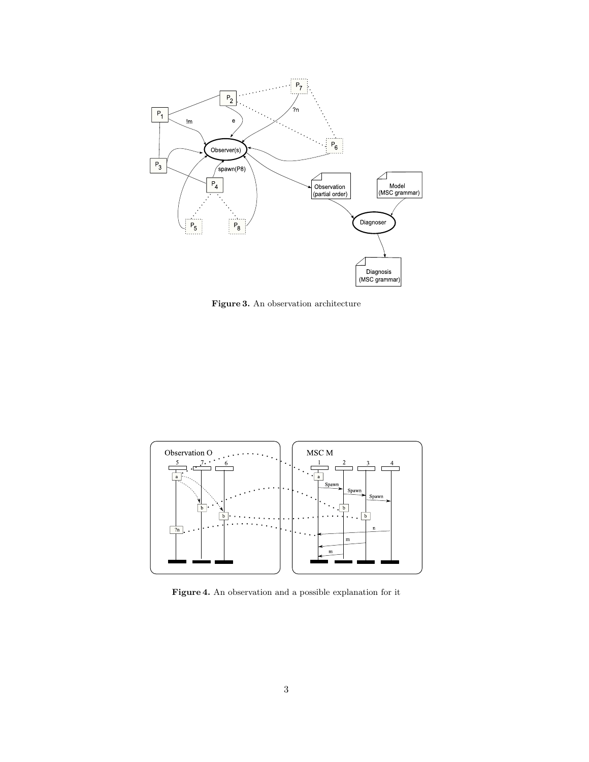**Figure 3.** An observation architecture

**Figure 4.** An observation and a possible explanation for it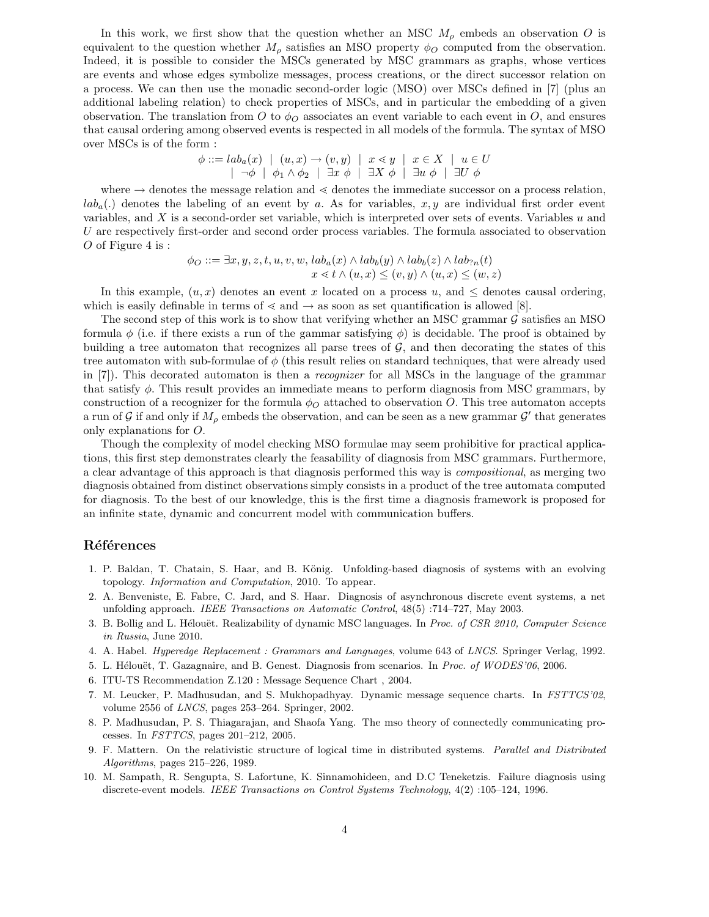In this work, we first show that the question whether an MSC $M_\rho$ embeds an observation $O$ is equivalent to the question whether $M_\rho$ satisfies an MSO property $\phi_O$ computed from the observation. Indeed, it is possible to consider the MSCs generated by MSC grammars as graphs, whose vertices are events and whose edges symbolize messages, process creations, or the direct successor relation on a process. We can then use the monadic second-order logic (MSO) over MSCs defined in [7] (plus an additional labeling relation) to check properties of MSCs, and in particular the embedding of a given observation. The translation from $O$ to $\phi_O$ associates an event variable to each event in $O$, and ensures that causal ordering among observed events is respected in all models of the formula. The syntax of MSO over MSCs is of the form :

$$\begin{array}{l} \phi ::= lab_a(x) \ | \ (u,x) \rightarrow (v,y) \ | \ x \lessdot y \ | \ x \in X \ | \ u \in U \\ \quad\quad | \ \neg\phi \ | \ \phi_1 \wedge \phi_2 \ | \ \exists x\ \phi \ | \ \exists X\ \phi \ | \ \exists u\ \phi \ | \ \exists U\ \phi \end{array}$$

where $\rightarrow$ denotes the message relation and $\lessdot$ denotes the immediate successor on a process relation, $lab_a(.)$ denotes the labeling of an event by $a$. As for variables, $x, y$ are individual first order event variables, and $X$ is a second-order set variable, which is interpreted over sets of events. Variables $u$ and $U$ are respectively first-order and second order process variables. The formula associated to observation $O$ of Figure 4 is :

$$\begin{array}{l} \phi_O ::= \exists x, y, z, t, u, v, w,\ lab_a(x) \wedge lab_b(y) \wedge lab_b(z) \wedge lab_{?n}(t) \\ \quad\quad\quad x \lessdot t \wedge (u,x) \leq (v,y) \wedge (u,x) \leq (w,z) \end{array}$$

In this example, $(u,x)$ denotes an event $x$ located on a process $u$, and $\leq$ denotes causal ordering, which is easily definable in terms of $\lessdot$ and $\rightarrow$ as soon as set quantification is allowed [8].

The second step of this work is to show that verifying whether an MSC grammar $\mathcal{G}$ satisfies an MSO formula $\phi$ (i.e. if there exists a run of the gammar satisfying $\phi$) is decidable. The proof is obtained by building a tree automaton that recognizes all parse trees of $\mathcal{G}$, and then decorating the states of this tree automaton with sub-formulae of $\phi$ (this result relies on standard techniques, that were already used in [7]). This decorated automaton is then a *recognizer* for all MSCs in the language of the grammar that satisfy $\phi$. This result provides an immediate means to perform diagnosis from MSC grammars, by construction of a recognizer for the formula $\phi_O$ attached to observation $O$. This tree automaton accepts a run of $\mathcal{G}$ if and only if $M_\rho$ embeds the observation, and can be seen as a new grammar $\mathcal{G}'$ that generates only explanations for $O$.

Though the complexity of model checking MSO formulae may seem prohibitive for practical applications, this first step demonstrates clearly the feasability of diagnosis from MSC grammars. Furthermore, a clear advantage of this approach is that diagnosis performed this way is *compositional*, as merging two diagnosis obtained from distinct observations simply consists in a product of the tree automata computed for diagnosis. To the best of our knowledge, this is the first time a diagnosis framework is proposed for an infinite state, dynamic and concurrent model with communication buffers.

## Références

1. P. Baldan, T. Chatain, S. Haar, and B. König. Unfolding-based diagnosis of systems with an evolving topology. *Information and Computation*, 2010. To appear.
2. A. Benveniste, E. Fabre, C. Jard, and S. Haar. Diagnosis of asynchronous discrete event systems, a net unfolding approach. *IEEE Transactions on Automatic Control*, 48(5) :714–727, May 2003.
3. B. Bollig and L. Hélouët. Realizability of dynamic MSC languages. In *Proc. of CSR 2010, Computer Science in Russia*, June 2010.
4. A. Habel. *Hyperedge Replacement : Grammars and Languages*, volume 643 of *LNCS*. Springer Verlag, 1992.
5. L. Hélouët, T. Gazagnaire, and B. Genest. Diagnosis from scenarios. In *Proc. of WODES'06*, 2006.
6. ITU-TS Recommendation Z.120 : Message Sequence Chart , 2004.
7. M. Leucker, P. Madhusudan, and S. Mukhopadhyay. Dynamic message sequence charts. In *FSTTCS'02*, volume 2556 of *LNCS*, pages 253–264. Springer, 2002.
8. P. Madhusudan, P. S. Thiagarajan, and Shaofa Yang. The mso theory of connectedly communicating processes. In *FSTTCS*, pages 201–212, 2005.
9. F. Mattern. On the relativistic structure of logical time in distributed systems. *Parallel and Distributed Algorithms*, pages 215–226, 1989.
10. M. Sampath, R. Sengupta, S. Lafortune, K. Sinnamohideen, and D.C Teneketzis. Failure diagnosis using discrete-event models. *IEEE Transactions on Control Systems Technology*, 4(2) :105–124, 1996.